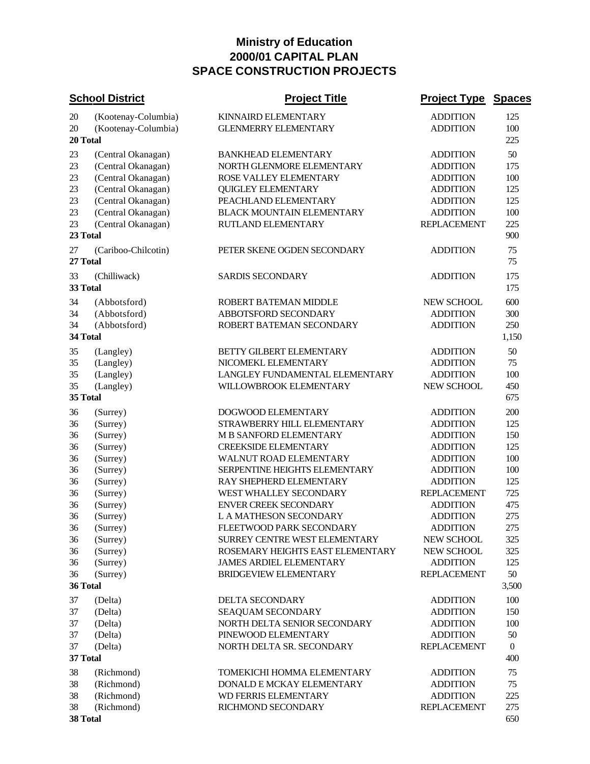# Ministry of Education
# 2000/01 CAPITAL PLAN
# SPACE CONSTRUCTION PROJECTS

| School District | | Project Title | Project Type | Spaces |
|---|---|---|---|---|
| 20 | (Kootenay-Columbia) | KINNAIRD ELEMENTARY | ADDITION | 125 |
| 20 | (Kootenay-Columbia) | GLENMERRY ELEMENTARY | ADDITION | 100 |
| **20 Total** | | | | 225 |
| 23 | (Central Okanagan) | BANKHEAD ELEMENTARY | ADDITION | 50 |
| 23 | (Central Okanagan) | NORTH GLENMORE ELEMENTARY | ADDITION | 175 |
| 23 | (Central Okanagan) | ROSE VALLEY ELEMENTARY | ADDITION | 100 |
| 23 | (Central Okanagan) | QUIGLEY ELEMENTARY | ADDITION | 125 |
| 23 | (Central Okanagan) | PEACHLAND ELEMENTARY | ADDITION | 125 |
| 23 | (Central Okanagan) | BLACK MOUNTAIN ELEMENTARY | ADDITION | 100 |
| 23 | (Central Okanagan) | RUTLAND ELEMENTARY | REPLACEMENT | 225 |
| **23 Total** | | | | 900 |
| 27 | (Cariboo-Chilcotin) | PETER SKENE OGDEN SECONDARY | ADDITION | 75 |
| **27 Total** | | | | 75 |
| 33 | (Chilliwack) | SARDIS SECONDARY | ADDITION | 175 |
| **33 Total** | | | | 175 |
| 34 | (Abbotsford) | ROBERT BATEMAN MIDDLE | NEW SCHOOL | 600 |
| 34 | (Abbotsford) | ABBOTSFORD SECONDARY | ADDITION | 300 |
| 34 | (Abbotsford) | ROBERT BATEMAN SECONDARY | ADDITION | 250 |
| **34 Total** | | | | 1,150 |
| 35 | (Langley) | BETTY GILBERT ELEMENTARY | ADDITION | 50 |
| 35 | (Langley) | NICOMEKL ELEMENTARY | ADDITION | 75 |
| 35 | (Langley) | LANGLEY FUNDAMENTAL ELEMENTARY | ADDITION | 100 |
| 35 | (Langley) | WILLOWBROOK ELEMENTARY | NEW SCHOOL | 450 |
| **35 Total** | | | | 675 |
| 36 | (Surrey) | DOGWOOD ELEMENTARY | ADDITION | 200 |
| 36 | (Surrey) | STRAWBERRY HILL ELEMENTARY | ADDITION | 125 |
| 36 | (Surrey) | M B SANFORD ELEMENTARY | ADDITION | 150 |
| 36 | (Surrey) | CREEKSIDE ELEMENTARY | ADDITION | 125 |
| 36 | (Surrey) | WALNUT ROAD ELEMENTARY | ADDITION | 100 |
| 36 | (Surrey) | SERPENTINE HEIGHTS ELEMENTARY | ADDITION | 100 |
| 36 | (Surrey) | RAY SHEPHERD ELEMENTARY | ADDITION | 125 |
| 36 | (Surrey) | WEST WHALLEY SECONDARY | REPLACEMENT | 725 |
| 36 | (Surrey) | ENVER CREEK SECONDARY | ADDITION | 475 |
| 36 | (Surrey) | L A MATHESON SECONDARY | ADDITION | 275 |
| 36 | (Surrey) | FLEETWOOD PARK SECONDARY | ADDITION | 275 |
| 36 | (Surrey) | SURREY CENTRE WEST ELEMENTARY | NEW SCHOOL | 325 |
| 36 | (Surrey) | ROSEMARY HEIGHTS EAST ELEMENTARY | NEW SCHOOL | 325 |
| 36 | (Surrey) | JAMES ARDIEL ELEMENTARY | ADDITION | 125 |
| 36 | (Surrey) | BRIDGEVIEW ELEMENTARY | REPLACEMENT | 50 |
| **36 Total** | | | | 3,500 |
| 37 | (Delta) | DELTA SECONDARY | ADDITION | 100 |
| 37 | (Delta) | SEAQUAM SECONDARY | ADDITION | 150 |
| 37 | (Delta) | NORTH DELTA SENIOR SECONDARY | ADDITION | 100 |
| 37 | (Delta) | PINEWOOD ELEMENTARY | ADDITION | 50 |
| 37 | (Delta) | NORTH DELTA SR. SECONDARY | REPLACEMENT | 0 |
| **37 Total** | | | | 400 |
| 38 | (Richmond) | TOMEKICHI HOMMA ELEMENTARY | ADDITION | 75 |
| 38 | (Richmond) | DONALD E MCKAY ELEMENTARY | ADDITION | 75 |
| 38 | (Richmond) | WD FERRIS ELEMENTARY | ADDITION | 225 |
| 38 | (Richmond) | RICHMOND SECONDARY | REPLACEMENT | 275 |
| **38 Total** | | | | 650 |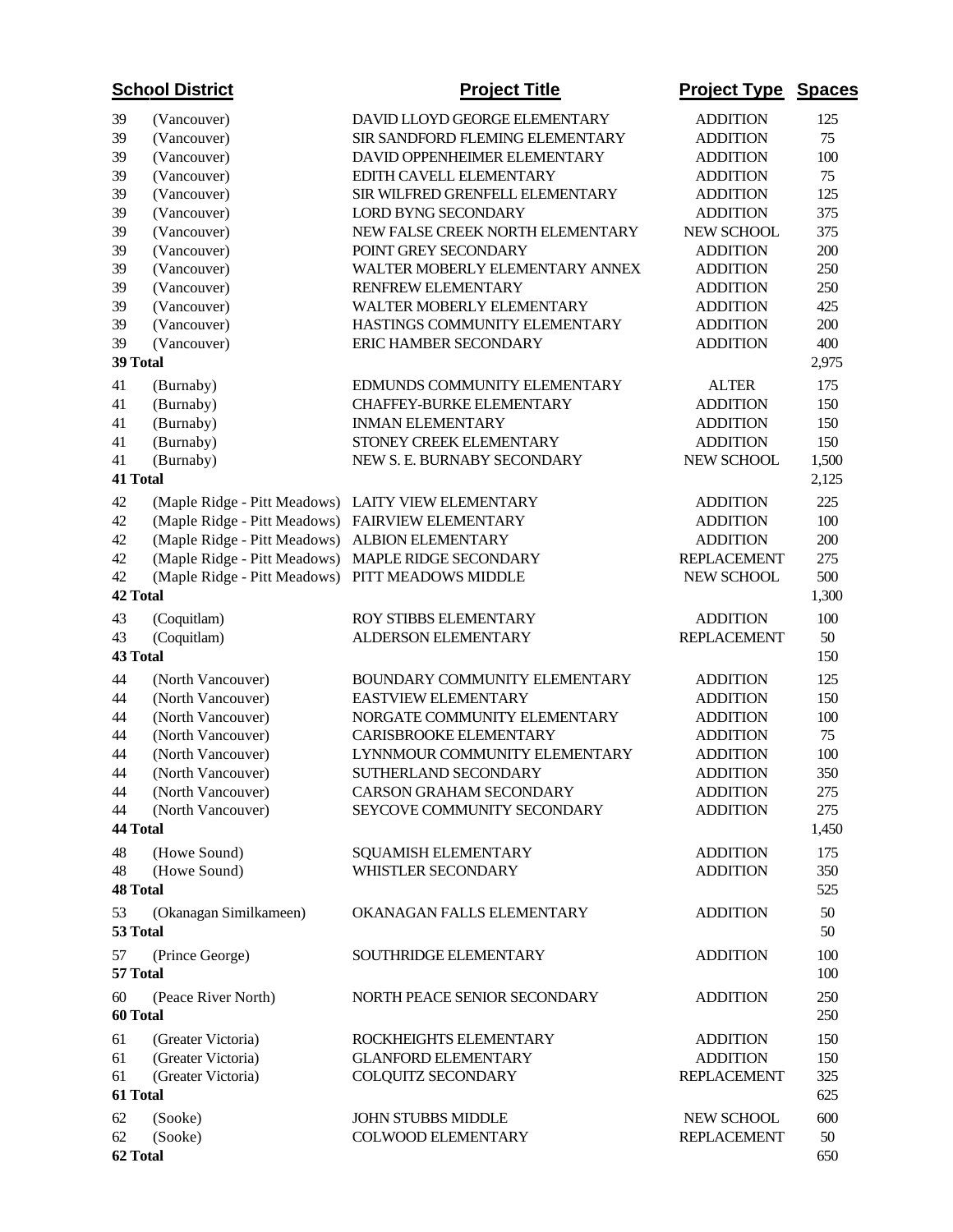| School District | | Project Title | Project Type | Spaces |
|---|---|---|---|---|
| 39 | (Vancouver) | DAVID LLOYD GEORGE ELEMENTARY | ADDITION | 125 |
| 39 | (Vancouver) | SIR SANDFORD FLEMING ELEMENTARY | ADDITION | 75 |
| 39 | (Vancouver) | DAVID OPPENHEIMER ELEMENTARY | ADDITION | 100 |
| 39 | (Vancouver) | EDITH CAVELL ELEMENTARY | ADDITION | 75 |
| 39 | (Vancouver) | SIR WILFRED GRENFELL ELEMENTARY | ADDITION | 125 |
| 39 | (Vancouver) | LORD BYNG SECONDARY | ADDITION | 375 |
| 39 | (Vancouver) | NEW FALSE CREEK NORTH ELEMENTARY | NEW SCHOOL | 375 |
| 39 | (Vancouver) | POINT GREY SECONDARY | ADDITION | 200 |
| 39 | (Vancouver) | WALTER MOBERLY ELEMENTARY ANNEX | ADDITION | 250 |
| 39 | (Vancouver) | RENFREW ELEMENTARY | ADDITION | 250 |
| 39 | (Vancouver) | WALTER MOBERLY ELEMENTARY | ADDITION | 425 |
| 39 | (Vancouver) | HASTINGS COMMUNITY ELEMENTARY | ADDITION | 200 |
| 39 | (Vancouver) | ERIC HAMBER SECONDARY | ADDITION | 400 |
| **39 Total** | | | | 2,975 |
| 41 | (Burnaby) | EDMUNDS COMMUNITY ELEMENTARY | ALTER | 175 |
| 41 | (Burnaby) | CHAFFEY-BURKE ELEMENTARY | ADDITION | 150 |
| 41 | (Burnaby) | INMAN ELEMENTARY | ADDITION | 150 |
| 41 | (Burnaby) | STONEY CREEK ELEMENTARY | ADDITION | 150 |
| 41 | (Burnaby) | NEW S. E. BURNABY SECONDARY | NEW SCHOOL | 1,500 |
| **41 Total** | | | | 2,125 |
| 42 | (Maple Ridge - Pitt Meadows) | LAITY VIEW ELEMENTARY | ADDITION | 225 |
| 42 | (Maple Ridge - Pitt Meadows) | FAIRVIEW ELEMENTARY | ADDITION | 100 |
| 42 | (Maple Ridge - Pitt Meadows) | ALBION ELEMENTARY | ADDITION | 200 |
| 42 | (Maple Ridge - Pitt Meadows) | MAPLE RIDGE SECONDARY | REPLACEMENT | 275 |
| 42 | (Maple Ridge - Pitt Meadows) | PITT MEADOWS MIDDLE | NEW SCHOOL | 500 |
| **42 Total** | | | | 1,300 |
| 43 | (Coquitlam) | ROY STIBBS ELEMENTARY | ADDITION | 100 |
| 43 | (Coquitlam) | ALDERSON ELEMENTARY | REPLACEMENT | 50 |
| **43 Total** | | | | 150 |
| 44 | (North Vancouver) | BOUNDARY COMMUNITY ELEMENTARY | ADDITION | 125 |
| 44 | (North Vancouver) | EASTVIEW ELEMENTARY | ADDITION | 150 |
| 44 | (North Vancouver) | NORGATE COMMUNITY ELEMENTARY | ADDITION | 100 |
| 44 | (North Vancouver) | CARISBROOKE ELEMENTARY | ADDITION | 75 |
| 44 | (North Vancouver) | LYNNMOUR COMMUNITY ELEMENTARY | ADDITION | 100 |
| 44 | (North Vancouver) | SUTHERLAND SECONDARY | ADDITION | 350 |
| 44 | (North Vancouver) | CARSON GRAHAM SECONDARY | ADDITION | 275 |
| 44 | (North Vancouver) | SEYCOVE COMMUNITY SECONDARY | ADDITION | 275 |
| **44 Total** | | | | 1,450 |
| 48 | (Howe Sound) | SQUAMISH ELEMENTARY | ADDITION | 175 |
| 48 | (Howe Sound) | WHISTLER SECONDARY | ADDITION | 350 |
| **48 Total** | | | | 525 |
| 53 | (Okanagan Similkameen) | OKANAGAN FALLS ELEMENTARY | ADDITION | 50 |
| **53 Total** | | | | 50 |
| 57 | (Prince George) | SOUTHRIDGE ELEMENTARY | ADDITION | 100 |
| **57 Total** | | | | 100 |
| 60 | (Peace River North) | NORTH PEACE SENIOR SECONDARY | ADDITION | 250 |
| **60 Total** | | | | 250 |
| 61 | (Greater Victoria) | ROCKHEIGHTS ELEMENTARY | ADDITION | 150 |
| 61 | (Greater Victoria) | GLANFORD ELEMENTARY | ADDITION | 150 |
| 61 | (Greater Victoria) | COLQUITZ SECONDARY | REPLACEMENT | 325 |
| **61 Total** | | | | 625 |
| 62 | (Sooke) | JOHN STUBBS MIDDLE | NEW SCHOOL | 600 |
| 62 | (Sooke) | COLWOOD ELEMENTARY | REPLACEMENT | 50 |
| **62 Total** | | | | 650 |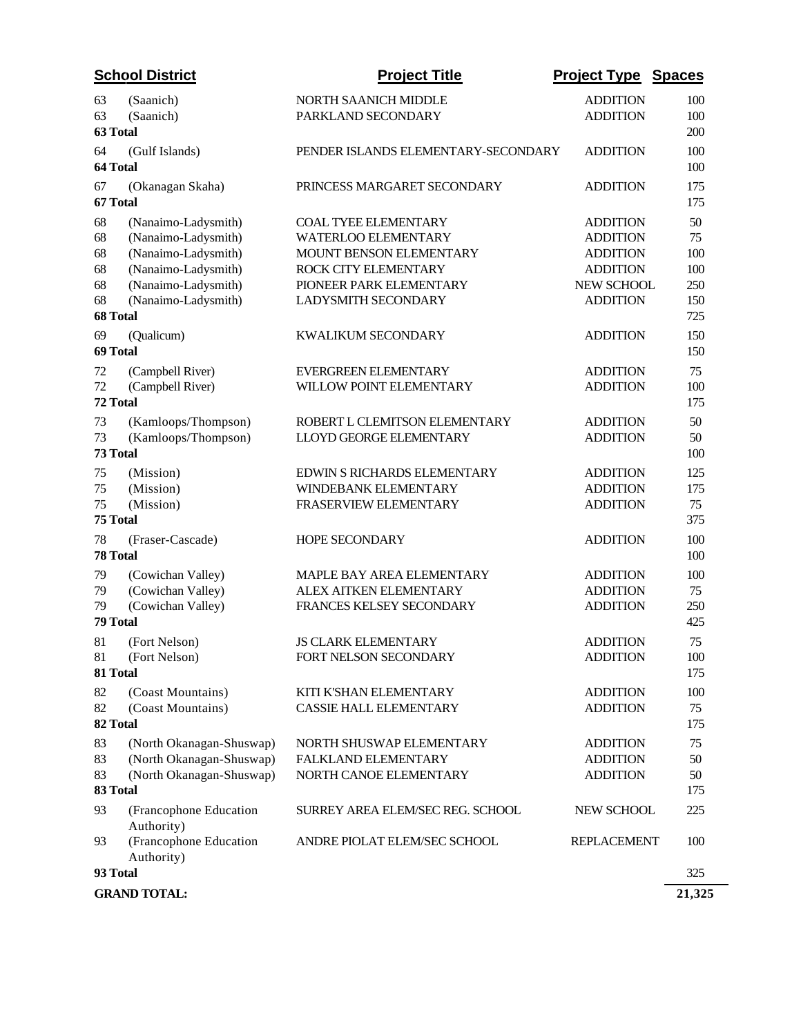| School District | | Project Title | Project Type | Spaces |
|---|---|---|---|---|
| 63 | (Saanich) | NORTH SAANICH MIDDLE | ADDITION | 100 |
| 63 | (Saanich) | PARKLAND SECONDARY | ADDITION | 100 |
| **63 Total** | | | | 200 |
| 64 | (Gulf Islands) | PENDER ISLANDS ELEMENTARY-SECONDARY | ADDITION | 100 |
| **64 Total** | | | | 100 |
| 67 | (Okanagan Skaha) | PRINCESS MARGARET SECONDARY | ADDITION | 175 |
| **67 Total** | | | | 175 |
| 68 | (Nanaimo-Ladysmith) | COAL TYEE ELEMENTARY | ADDITION | 50 |
| 68 | (Nanaimo-Ladysmith) | WATERLOO ELEMENTARY | ADDITION | 75 |
| 68 | (Nanaimo-Ladysmith) | MOUNT BENSON ELEMENTARY | ADDITION | 100 |
| 68 | (Nanaimo-Ladysmith) | ROCK CITY ELEMENTARY | ADDITION | 100 |
| 68 | (Nanaimo-Ladysmith) | PIONEER PARK ELEMENTARY | NEW SCHOOL | 250 |
| 68 | (Nanaimo-Ladysmith) | LADYSMITH SECONDARY | ADDITION | 150 |
| **68 Total** | | | | 725 |
| 69 | (Qualicum) | KWALIKUM SECONDARY | ADDITION | 150 |
| **69 Total** | | | | 150 |
| 72 | (Campbell River) | EVERGREEN ELEMENTARY | ADDITION | 75 |
| 72 | (Campbell River) | WILLOW POINT ELEMENTARY | ADDITION | 100 |
| **72 Total** | | | | 175 |
| 73 | (Kamloops/Thompson) | ROBERT L CLEMITSON ELEMENTARY | ADDITION | 50 |
| 73 | (Kamloops/Thompson) | LLOYD GEORGE ELEMENTARY | ADDITION | 50 |
| **73 Total** | | | | 100 |
| 75 | (Mission) | EDWIN S RICHARDS ELEMENTARY | ADDITION | 125 |
| 75 | (Mission) | WINDEBANK ELEMENTARY | ADDITION | 175 |
| 75 | (Mission) | FRASERVIEW ELEMENTARY | ADDITION | 75 |
| **75 Total** | | | | 375 |
| 78 | (Fraser-Cascade) | HOPE SECONDARY | ADDITION | 100 |
| **78 Total** | | | | 100 |
| 79 | (Cowichan Valley) | MAPLE BAY AREA ELEMENTARY | ADDITION | 100 |
| 79 | (Cowichan Valley) | ALEX AITKEN ELEMENTARY | ADDITION | 75 |
| 79 | (Cowichan Valley) | FRANCES KELSEY SECONDARY | ADDITION | 250 |
| **79 Total** | | | | 425 |
| 81 | (Fort Nelson) | JS CLARK ELEMENTARY | ADDITION | 75 |
| 81 | (Fort Nelson) | FORT NELSON SECONDARY | ADDITION | 100 |
| **81 Total** | | | | 175 |
| 82 | (Coast Mountains) | KITI K'SHAN ELEMENTARY | ADDITION | 100 |
| 82 | (Coast Mountains) | CASSIE HALL ELEMENTARY | ADDITION | 75 |
| **82 Total** | | | | 175 |
| 83 | (North Okanagan-Shuswap) | NORTH SHUSWAP ELEMENTARY | ADDITION | 75 |
| 83 | (North Okanagan-Shuswap) | FALKLAND ELEMENTARY | ADDITION | 50 |
| 83 | (North Okanagan-Shuswap) | NORTH CANOE ELEMENTARY | ADDITION | 50 |
| **83 Total** | | | | 175 |
| 93 | (Francophone Education Authority) | SURREY AREA ELEM/SEC REG. SCHOOL | NEW SCHOOL | 225 |
| 93 | (Francophone Education Authority) | ANDRE PIOLAT ELEM/SEC SCHOOL | REPLACEMENT | 100 |
| **93 Total** | | | | 325 |
| **GRAND TOTAL:** | | | | **21,325** |